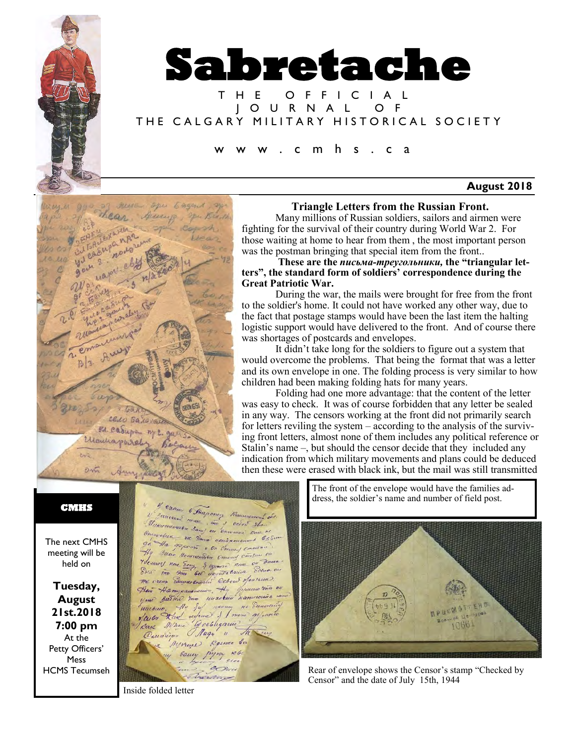# Sabretache

THE OFFICIAL JOURNAL OF THE CALGARY MILITARY HISTORICAL SOCIETY

www.cmhs.ca

**August 2018**

## Triangle Letters from the Russian Front.

Many millions of Russian soldiers, sailors and airmen were fighting for the survival of their country during World War 2. For those waiting at home to hear from them , the most important person was the postman bringing that special item from the front..

**These are the *письма-треугольники,* the "triangular letters", the standard form of soldiers' correspondence during the Great Patriotic War.**

During the war, the mails were brought for free from the front to the soldier's home. It could not have worked any other way, due to the fact that postage stamps would have been the last item the halting logistic support would have delivered to the front. And of course there was shortages of postcards and envelopes.

It didn't take long for the soldiers to figure out a system that would overcome the problems. That being the format that was a letter and its own envelope in one. The folding process is very similar to how children had been making folding hats for many years.

Folding had one more advantage: that the content of the letter was easy to check. It was of course forbidden that any letter be sealed in any way. The censors working at the front did not primarily search for letters reviling the system – according to the analysis of the surviving front letters, almost none of them includes any political reference or Stalin's name –, but should the censor decide that they included any indication from which military movements and plans could be deduced then these were erased with black ink, but the mail was still transmitted

Inside folded letter

The front of the envelope would have the families address, the soldier's name and number of field post.

Rear of envelope shows the Censor's stamp "Checked by Censor" and the date of July 15th, 1944

**CMHS**

The next CMHS meeting will be held on

**Tuesday, August 21st.2018 7:00 pm**

At the Petty Officers' Mess HCMS Tecumseh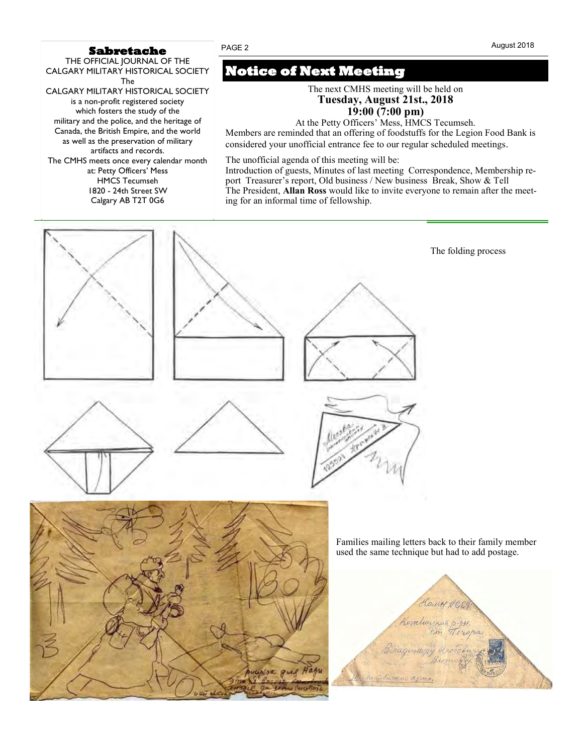**Sabretache**

THE OFFICIAL JOURNAL OF THE CALGARY MILITARY HISTORICAL SOCIETY

The CALGARY MILITARY HISTORICAL SOCIETY is a non-profit registered society which fosters the study of the military and the police, and the heritage of Canada, the British Empire, and the world as well as the preservation of military artifacts and records.

The CMHS meets once every calendar month at: Petty Officers' Mess
HMCS Tecumseh
1820 - 24th Street SW
Calgary AB T2T 0G6

# Notice of Next Meeting

The next CMHS meeting will be held on
**Tuesday, August 21st., 2018**
**19:00 (7:00 pm)**
At the Petty Officers' Mess, HMCS Tecumseh.

Members are reminded that an offering of foodstuffs for the Legion Food Bank is considered your unofficial entrance fee to our regular scheduled meetings.

The unofficial agenda of this meeting will be:
Introduction of guests, Minutes of last meeting Correspondence, Membership report Treasurer's report, Old business / New business Break, Show & Tell
The President, **Allan Ross** would like to invite everyone to remain after the meeting for an informal time of fellowship.

The folding process

Families mailing letters back to their family member used the same technique but had to add postage.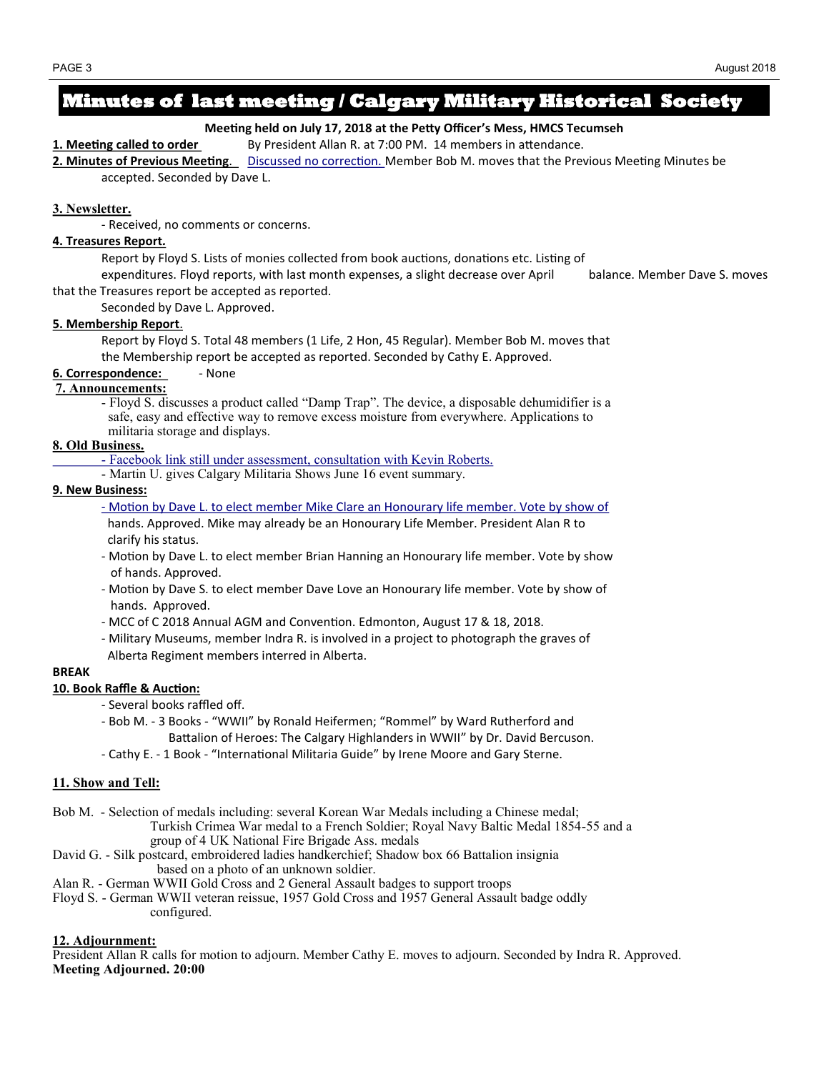# Minutes of last meeting / Calgary Military Historical Society

**Meeting held on July 17, 2018 at the Petty Officer's Mess, HMCS Tecumseh**

**1. Meeting called to order** By President Allan R. at 7:00 PM. 14 members in attendance.

**2. Minutes of Previous Meeting**. Discussed no correction. Member Bob M. moves that the Previous Meeting Minutes be accepted. Seconded by Dave L.

**3. Newsletter.**

- Received, no comments or concerns.

**4. Treasures Report.**

Report by Floyd S. Lists of monies collected from book auctions, donations etc. Listing of expenditures. Floyd reports, with last month expenses, a slight decrease over April balance. Member Dave S. moves that the Treasures report be accepted as reported.

Seconded by Dave L. Approved.

**5. Membership Report**.

Report by Floyd S. Total 48 members (1 Life, 2 Hon, 45 Regular). Member Bob M. moves that the Membership report be accepted as reported. Seconded by Cathy E. Approved.

**6. Correspondence:** - None

**7. Announcements:**

- Floyd S. discusses a product called "Damp Trap". The device, a disposable dehumidifier is a safe, easy and effective way to remove excess moisture from everywhere. Applications to militaria storage and displays.

**8. Old Business.**

- Facebook link still under assessment, consultation with Kevin Roberts.
- Martin U. gives Calgary Militaria Shows June 16 event summary.

**9. New Business:**

- Motion by Dave L. to elect member Mike Clare an Honourary life member. Vote by show of hands. Approved. Mike may already be an Honourary Life Member. President Alan R to clarify his status.
- Motion by Dave L. to elect member Brian Hanning an Honourary life member. Vote by show of hands. Approved.
- Motion by Dave S. to elect member Dave Love an Honourary life member. Vote by show of hands. Approved.
- MCC of C 2018 Annual AGM and Convention. Edmonton, August 17 & 18, 2018.
- Military Museums, member Indra R. is involved in a project to photograph the graves of Alberta Regiment members interred in Alberta.

**BREAK**

**10. Book Raffle & Auction:**

- Several books raffled off.
- Bob M. - 3 Books - "WWII" by Ronald Heifermen; "Rommel" by Ward Rutherford and Battalion of Heroes: The Calgary Highlanders in WWII" by Dr. David Bercuson.
- Cathy E. - 1 Book - "International Militaria Guide" by Irene Moore and Gary Sterne.

**11. Show and Tell:**

Bob M. - Selection of medals including: several Korean War Medals including a Chinese medal; Turkish Crimea War medal to a French Soldier; Royal Navy Baltic Medal 1854-55 and a group of 4 UK National Fire Brigade Ass. medals

David G. - Silk postcard, embroidered ladies handkerchief; Shadow box 66 Battalion insignia based on a photo of an unknown soldier.

Alan R. - German WWII Gold Cross and 2 General Assault badges to support troops

Floyd S. - German WWII veteran reissue, 1957 Gold Cross and 1957 General Assault badge oddly configured.

**12. Adjournment:**

President Allan R calls for motion to adjourn. Member Cathy E. moves to adjourn. Seconded by Indra R. Approved.

**Meeting Adjourned. 20:00**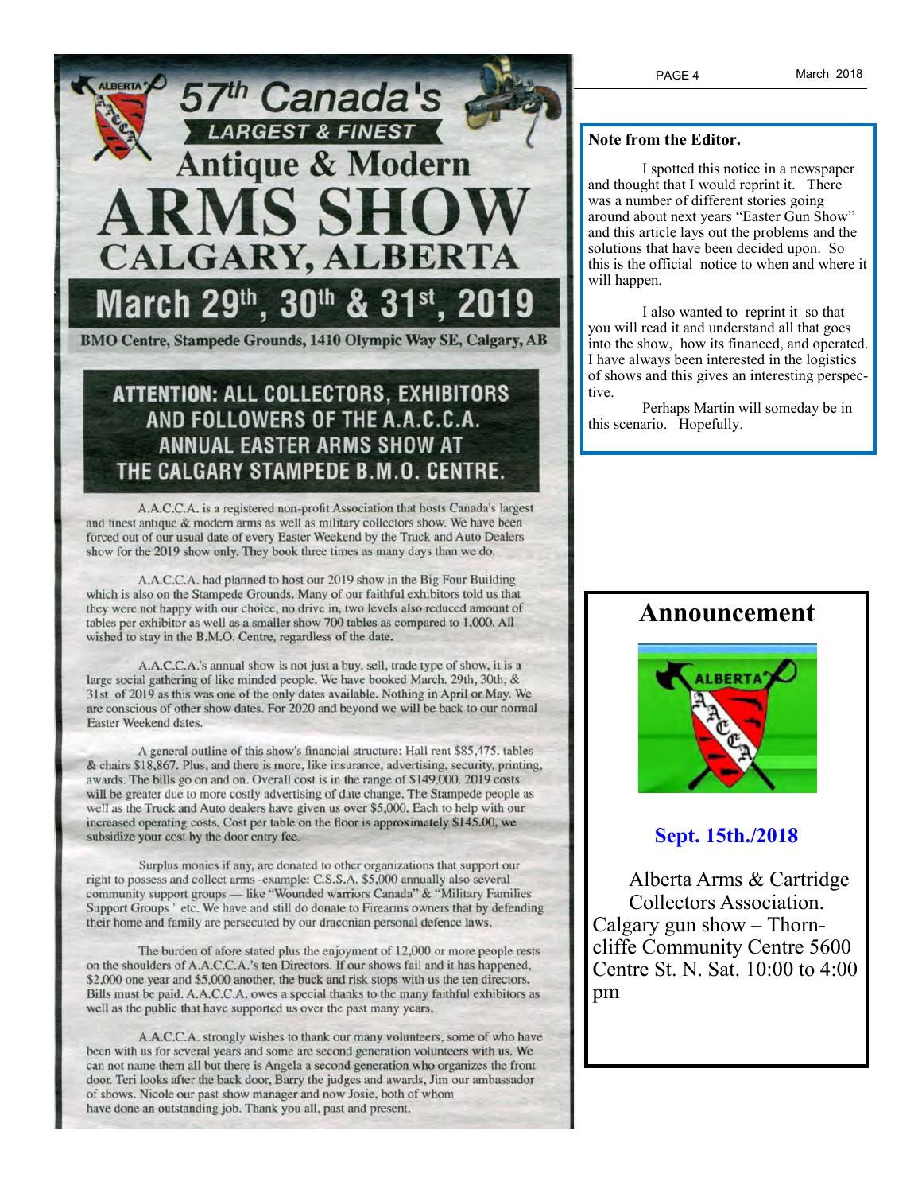# 57th Canada's LARGEST & FINEST Antique & Modern ARMS SHOW CALGARY, ALBERTA

## March 29th, 30th & 31st, 2019

**BMO Centre, Stampede Grounds, 1410 Olympic Way SE, Calgary, AB**

### ATTENTION: ALL COLLECTORS, EXHIBITORS AND FOLLOWERS OF THE A.A.C.C.A. ANNUAL EASTER ARMS SHOW AT THE CALGARY STAMPEDE B.M.O. CENTRE.

A.A.C.C.A. is a registered non-profit Association that hosts Canada's largest and finest antique & modern arms as well as military collectors show. We have been forced out of our usual date of every Easter Weekend by the Truck and Auto Dealers show for the 2019 show only. They book three times as many days than we do.

A.A.C.C.A. had planned to host our 2019 show in the Big Four Building which is also on the Stampede Grounds. Many of our faithful exhibitors told us that they were not happy with our choice, no drive in, two levels also reduced amount of tables per exhibitor as well as a smaller show 700 tables as compared to 1,000. All wished to stay in the B.M.O. Centre, regardless of the date.

A.A.C.C.A.'s annual show is not just a buy, sell, trade type of show, it is a large social gathering of like minded people. We have booked March. 29th, 30th, & 31st of 2019 as this was one of the only dates available. Nothing in April or May. We are conscious of other show dates. For 2020 and beyond we will be back to our normal Easter Weekend dates.

A general outline of this show's financial structure: Hall rent $85,475. tables & chairs $18,867. Plus, and there is more, like insurance, advertising, security, printing, awards. The bills go on and on. Overall cost is in the range of $149,000. 2019 costs will be greater due to more costly advertising of date change. The Stampede people as well as the Truck and Auto dealers have given us over $5,000. Each to help with our increased operating costs. Cost per table on the floor is approximately $145.00, we subsidize your cost by the door entry fee.

Surplus monies if any, are donated to other organizations that support our right to possess and collect arms -example: C.S.S.A. $5,000 annually also several community support groups — like "Wounded warriors Canada" & "Military Families Support Groups " etc. We have and still do donate to Firearms owners that by defending their home and family are persecuted by our draconian personal defence laws.

The burden of afore stated plus the enjoyment of 12,000 or more people rests on the shoulders of A.A.C.C.A.'s ten Directors. If our shows fail and it has happened, $2,000 one year and $5,000 another, the buck and risk stops with us the ten directors. Bills must be paid. A.A.C.C.A. owes a special thanks to the many faithful exhibitors as well as the public that have supported us over the past many years.

A.A.C.C.A. strongly wishes to thank our many volunteers, some of who have been with us for several years and some are second generation volunteers with us. We can not name them all but there is Angela a second generation who organizes the front door. Teri looks after the back door, Barry the judges and awards, Jim our ambassador of shows. Nicole our past show manager and now Josie, both of whom have done an outstanding job. Thank you all, past and present.

**Note from the Editor.**

I spotted this notice in a newspaper and thought that I would reprint it. There was a number of different stories going around about next years "Easter Gun Show" and this article lays out the problems and the solutions that have been decided upon. So this is the official notice to when and where it will happen.

I also wanted to reprint it so that you will read it and understand all that goes into the show, how its financed, and operated. I have always been interested in the logistics of shows and this gives an interesting perspective.

Perhaps Martin will someday be in this scenario. Hopefully.

## Announcement

**Sept. 15th./2018**

Alberta Arms & Cartridge Collectors Association.
Calgary gun show – Thorncliffe Community Centre 5600 Centre St. N. Sat. 10:00 to 4:00 pm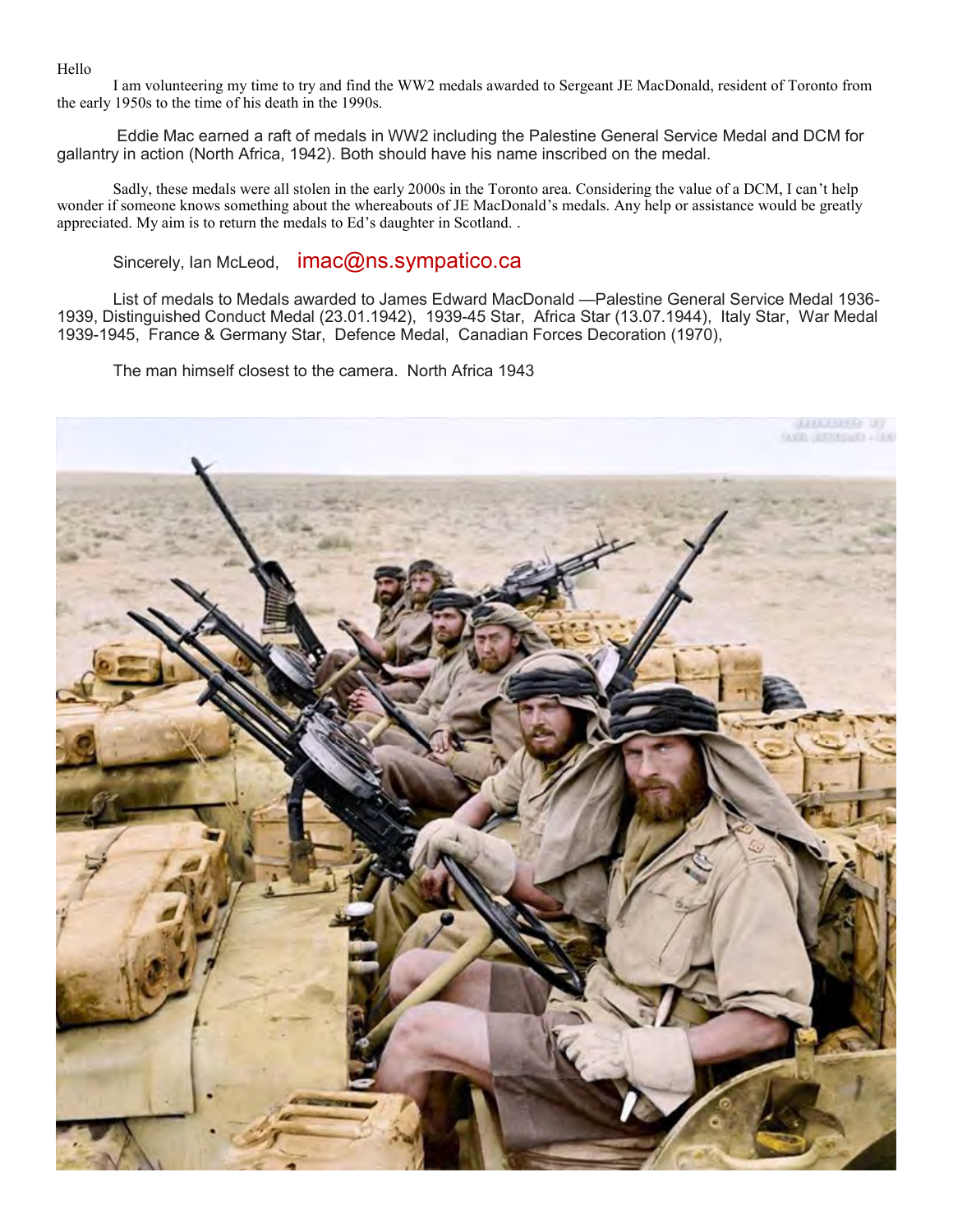Hello

I am volunteering my time to try and find the WW2 medals awarded to Sergeant JE MacDonald, resident of Toronto from the early 1950s to the time of his death in the 1990s.

Eddie Mac earned a raft of medals in WW2 including the Palestine General Service Medal and DCM for gallantry in action (North Africa, 1942). Both should have his name inscribed on the medal.

Sadly, these medals were all stolen in the early 2000s in the Toronto area. Considering the value of a DCM, I can't help wonder if someone knows something about the whereabouts of JE MacDonald's medals. Any help or assistance would be greatly appreciated. My aim is to return the medals to Ed's daughter in Scotland. .

Sincerely, Ian McLeod, imac@ns.sympatico.ca

List of medals to Medals awarded to James Edward MacDonald —Palestine General Service Medal 1936-1939, Distinguished Conduct Medal (23.01.1942), 1939-45 Star, Africa Star (13.07.1944), Italy Star, War Medal 1939-1945, France & Germany Star, Defence Medal, Canadian Forces Decoration (1970),

The man himself closest to the camera. North Africa 1943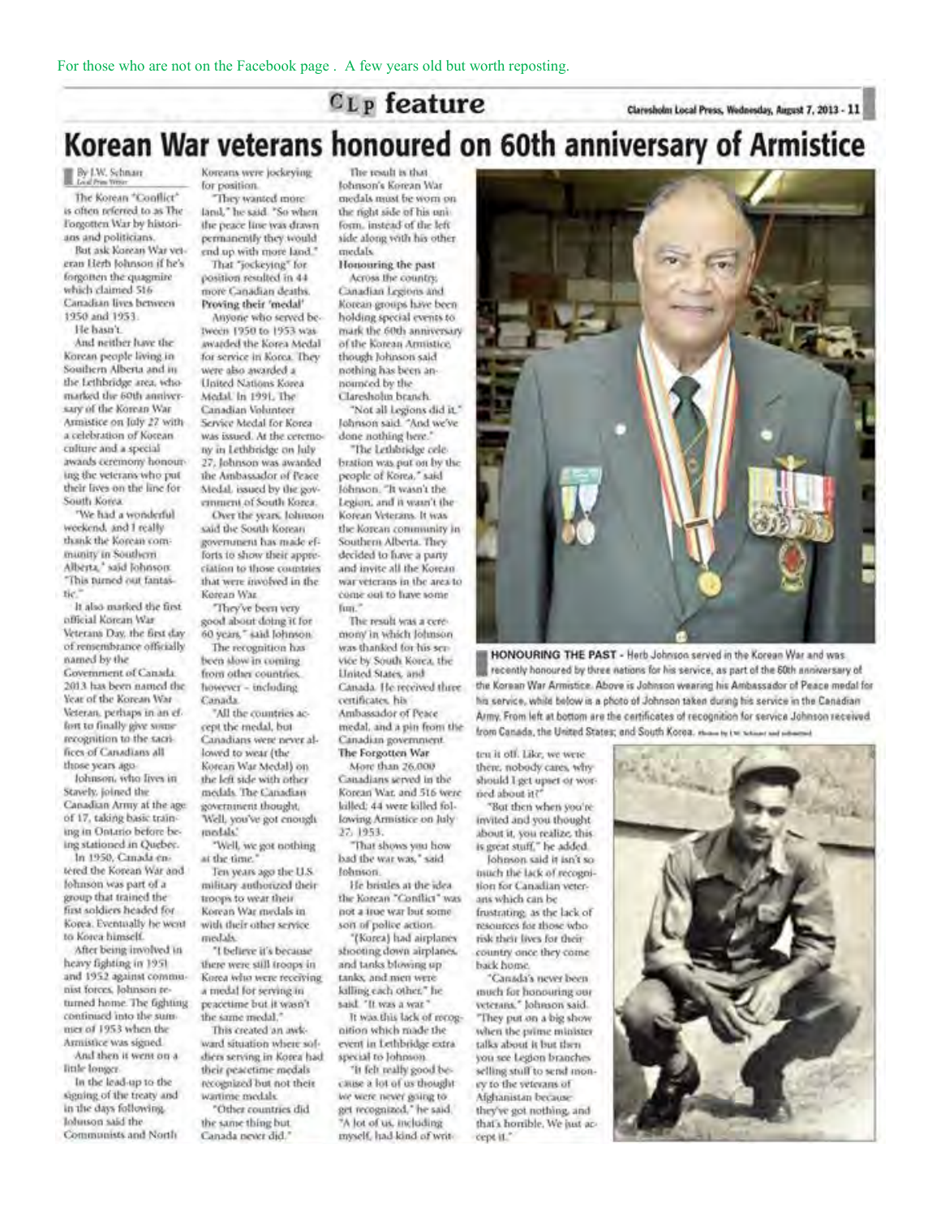For those who are not on the Facebook page . A few years old but worth reposting.

CLP feature

Claresholm Local Press, Wednesday, August 7, 2013 - 11

# Korean War veterans honoured on 60th anniversary of Armistice

By J.W. Schnarr
Local Press Writer

The Korean "Conflict" is often referred to as The Forgotten War by historians and politicians.

But ask Korean War veteran Herb Johnson if he's forgotten the quagmire which claimed 516 Canadian lives between 1950 and 1953.

He hasn't.

And neither have the Korean people living in Southern Alberta and in the Lethbridge area, who marked the 60th anniversary of the Korean War Armistice on July 27 with a celebration of Korean culture and a special awards ceremony honouring the veterans who put their lives on the line for South Korea.

"We had a wonderful weekend, and I really thank the Korean community in Southern Alberta," said Johnson. "This turned out fantastic."

It also marked the first official Korean War Veterans Day, the first day of remembrance officially named by the Government of Canada. 2013 has been named the Year of the Korean War Veteran, perhaps in an effort to finally give some recognition to the sacrifices of Canadians all those years ago.

Johnson, who lives in Stavely, joined the Canadian Army at the age of 17, taking basic training in Ontario before being stationed in Quebec.

In 1950, Canada entered the Korean War and Johnson was part of a group that trained the first soldiers headed for Korea. Eventually he went to Korea himself.

After being involved in heavy fighting in 1951 and 1952 against communist forces, Johnson returned home. The fighting continued into the summer of 1953 when the Armistice was signed.

And then it went on a little longer.

In the lead-up to the signing of the treaty and in the days following, Johnson said the Communists and North Koreans were jockeying for position.

"They wanted more land," he said. "So when the peace line was drawn permanently they would end up with more land."

That "jockeying" for position resulted in 44 more Canadian deaths.

**Proving their 'medal'**

Anyone who served between 1950 to 1953 was awarded the Korea Medal for service in Korea. They were also awarded a United Nations Korea Medal. In 1991, The Canadian Volunteer Service Medal for Korea was issued. At the ceremony in Lethbridge on July 27, Johnson was awarded the Ambassador of Peace Medal, issued by the government of South Korea.

Over the years, Johnson said the South Korean government has made efforts to show their appreciation to those countries that were involved in the Korean War.

"They've been very good about doing it for 60 years," said Johnson.

The recognition has been slow in coming from other countries, however – including Canada.

"All the countries accept the medal, but Canadians were never allowed to wear (the Korean War Medal) on the left side with other medals. The Canadian government thought, 'Well, you've got enough medals.'

"Well, we got nothing at the time."

Ten years ago the U.S. military authorized their troops to wear their Korean War medals in with their other service medals.

"I believe it's because there were still troops in Korea who were receiving a medal for serving in peacetime but it wasn't the same medal."

This created an awkward situation where soldiers serving in Korea had their peacetime medals recognized but not their wartime medals.

"Other countries did the same thing but Canada never did."

The result is that Johnson's Korean War medals must be worn on the right side of his uniform, instead of the left side along with his other medals.

**Honouring the past**

Across the country, Canadian Legions and Korean groups have been holding special events to mark the 60th anniversary of the Korean Armistice, though Johnson said nothing has been announced by the Claresholm branch.

"Not all Legions did it," Johnson said. "And we've done nothing here."

"The Lethbridge celebration was put on by the people of Korea," said Johnson. "It wasn't the Legion, and it wasn't the Korean Veterans. It was the Korean community in Southern Alberta. They decided to have a party and invite all the Korean war veterans in the area to come out to have some fun."

The result was a ceremony in which Johnson was thanked for his service by South Korea, the United States, and Canada. He received three certificates, his Ambassador of Peace medal, and a pin from the Canadian government.

**The Forgotten War**

More than 26,000 Canadians served in the Korean War, and 516 were killed; 44 were killed following Armistice on July 27, 1953.

"That shows you how bad the war was," said Johnson.

He bristles at the idea the Korean "Conflict" was not a true war but some sort of police action.

"(Korea) had airplanes shooting down airplanes, and tanks blowing up tanks, and men were killing each other," he said. "It was a war."

It was this lack of recognition which made the event in Lethbridge extra special to Johnson.

"It felt really good because a lot of us thought we were never going to get recognized," he said. "A lot of us, including myself, had kind of written it off. Like, we were there, nobody cares, why should I get upset or worried about it?"

"But then when you're invited and you thought about it, you realize, this is great stuff," he added.

Johnson said it isn't so much the lack of recognition for Canadian veterans which can be frustrating, as the lack of resources for those who risk their lives for their country once they come back home.

"Canada's never been much for honouring our veterans," Johnson said. "They put on a big show when the prime minister talks about it but then you see Legion branches selling stuff to send money to the veterans of Afghanistan because they've got nothing, and that's horrible. We just accept it."

**HONOURING THE PAST** - Herb Johnson served in the Korean War and was recently honoured by three nations for his service, as part of the 60th anniversary of the Korean War Armistice. Above is Johnson wearing his Ambassador of Peace medal for his service, while below is a photo of Johnson taken during his service in the Canadian Army. From left at bottom are the certificates of recognition for service Johnson received from Canada, the United States, and South Korea. Photos by J.W. Schnarr and submitted